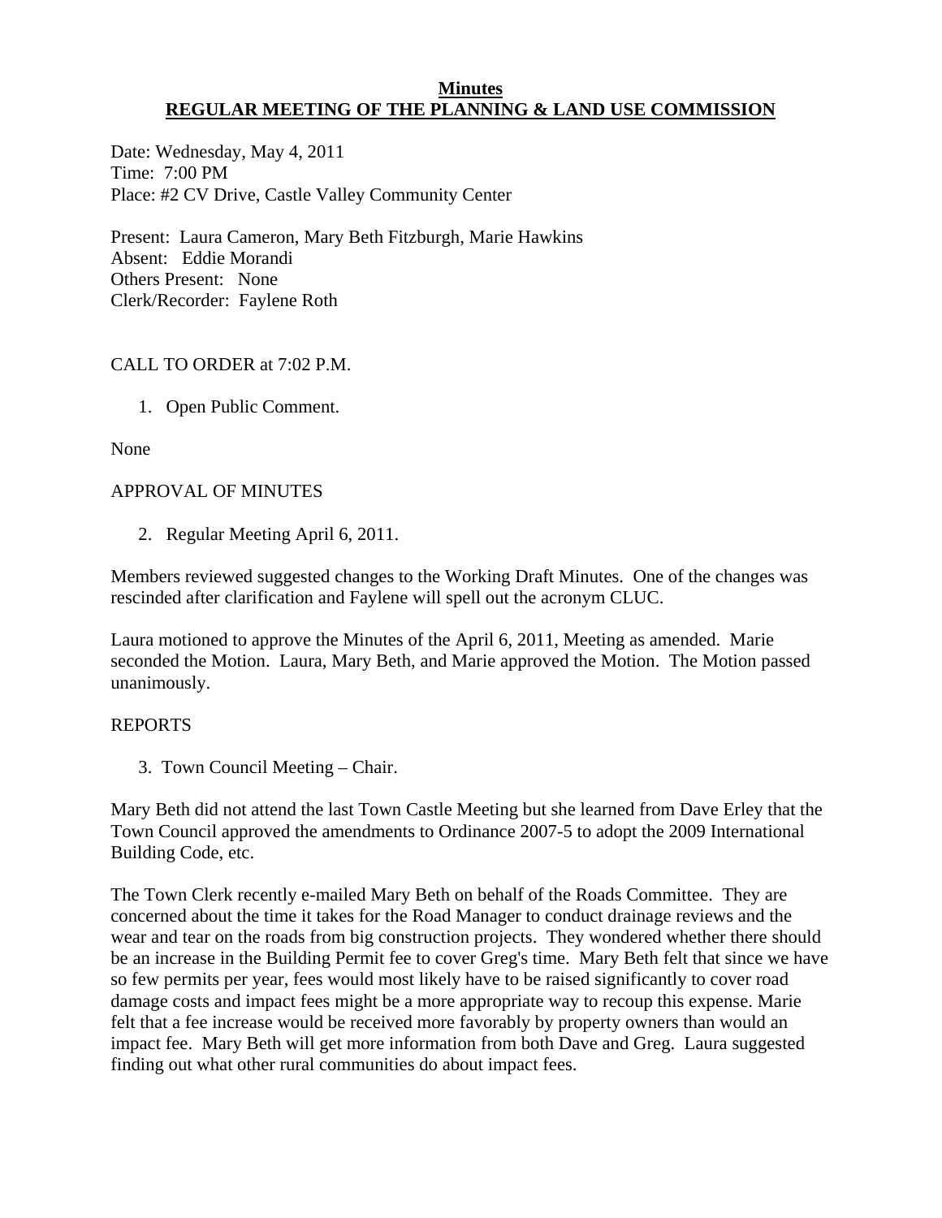# Minutes
## REGULAR MEETING OF THE PLANNING & LAND USE COMMISSION

Date: Wednesday, May 4, 2011
Time: 7:00 PM
Place: #2 CV Drive, Castle Valley Community Center

Present: Laura Cameron, Mary Beth Fitzburgh, Marie Hawkins
Absent: Eddie Morandi
Others Present: None
Clerk/Recorder: Faylene Roth

CALL TO ORDER at 7:02 P.M.

1. Open Public Comment.

None

APPROVAL OF MINUTES

2. Regular Meeting April 6, 2011.

Members reviewed suggested changes to the Working Draft Minutes. One of the changes was rescinded after clarification and Faylene will spell out the acronym CLUC.

Laura motioned to approve the Minutes of the April 6, 2011, Meeting as amended. Marie seconded the Motion. Laura, Mary Beth, and Marie approved the Motion. The Motion passed unanimously.

REPORTS

3. Town Council Meeting – Chair.

Mary Beth did not attend the last Town Castle Meeting but she learned from Dave Erley that the Town Council approved the amendments to Ordinance 2007-5 to adopt the 2009 International Building Code, etc.

The Town Clerk recently e-mailed Mary Beth on behalf of the Roads Committee. They are concerned about the time it takes for the Road Manager to conduct drainage reviews and the wear and tear on the roads from big construction projects. They wondered whether there should be an increase in the Building Permit fee to cover Greg's time. Mary Beth felt that since we have so few permits per year, fees would most likely have to be raised significantly to cover road damage costs and impact fees might be a more appropriate way to recoup this expense. Marie felt that a fee increase would be received more favorably by property owners than would an impact fee. Mary Beth will get more information from both Dave and Greg. Laura suggested finding out what other rural communities do about impact fees.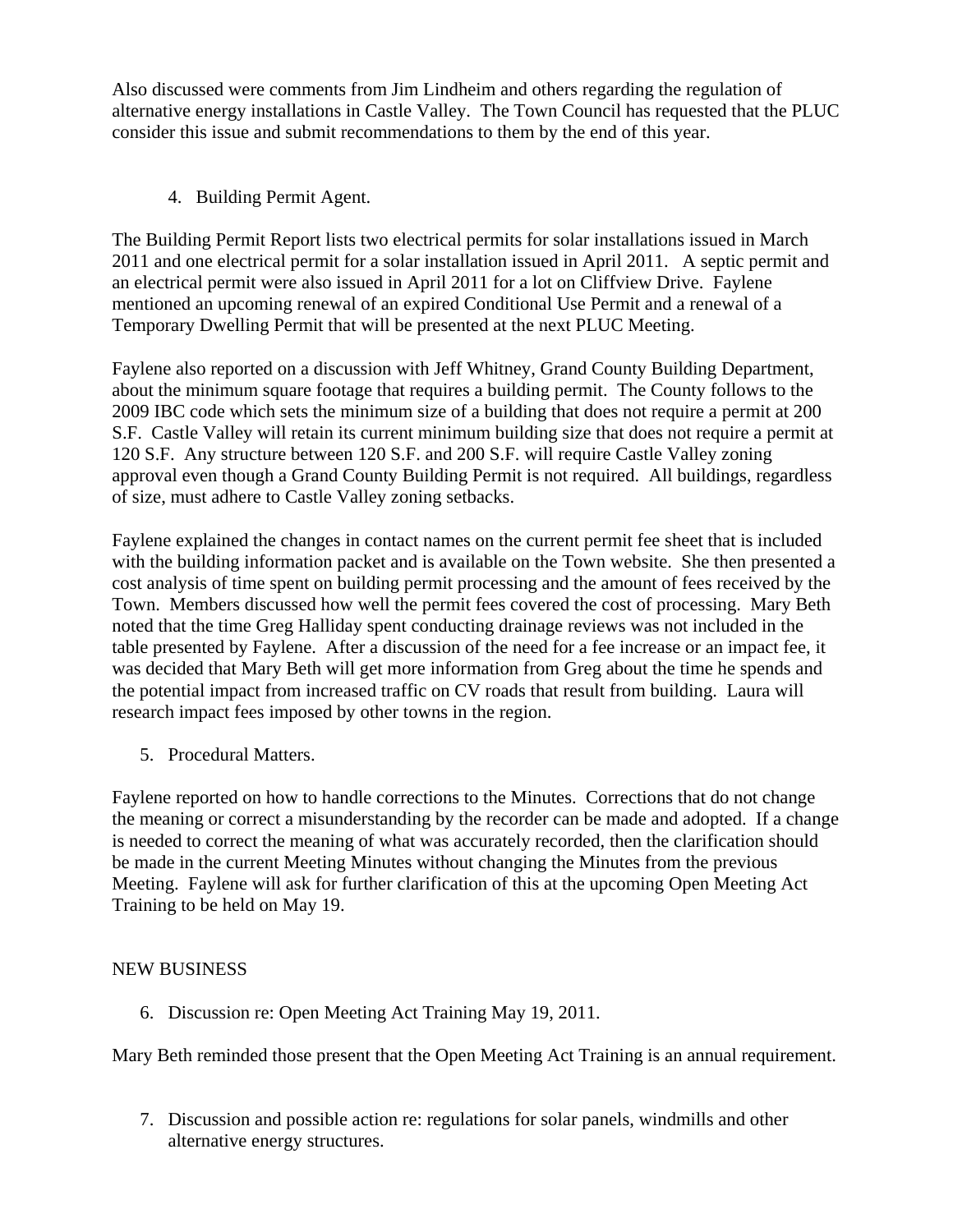Also discussed were comments from Jim Lindheim and others regarding the regulation of alternative energy installations in Castle Valley. The Town Council has requested that the PLUC consider this issue and submit recommendations to them by the end of this year.

4. Building Permit Agent.

The Building Permit Report lists two electrical permits for solar installations issued in March 2011 and one electrical permit for a solar installation issued in April 2011. A septic permit and an electrical permit were also issued in April 2011 for a lot on Cliffview Drive. Faylene mentioned an upcoming renewal of an expired Conditional Use Permit and a renewal of a Temporary Dwelling Permit that will be presented at the next PLUC Meeting.

Faylene also reported on a discussion with Jeff Whitney, Grand County Building Department, about the minimum square footage that requires a building permit. The County follows to the 2009 IBC code which sets the minimum size of a building that does not require a permit at 200 S.F. Castle Valley will retain its current minimum building size that does not require a permit at 120 S.F. Any structure between 120 S.F. and 200 S.F. will require Castle Valley zoning approval even though a Grand County Building Permit is not required. All buildings, regardless of size, must adhere to Castle Valley zoning setbacks.

Faylene explained the changes in contact names on the current permit fee sheet that is included with the building information packet and is available on the Town website. She then presented a cost analysis of time spent on building permit processing and the amount of fees received by the Town. Members discussed how well the permit fees covered the cost of processing. Mary Beth noted that the time Greg Halliday spent conducting drainage reviews was not included in the table presented by Faylene. After a discussion of the need for a fee increase or an impact fee, it was decided that Mary Beth will get more information from Greg about the time he spends and the potential impact from increased traffic on CV roads that result from building. Laura will research impact fees imposed by other towns in the region.

5. Procedural Matters.

Faylene reported on how to handle corrections to the Minutes. Corrections that do not change the meaning or correct a misunderstanding by the recorder can be made and adopted. If a change is needed to correct the meaning of what was accurately recorded, then the clarification should be made in the current Meeting Minutes without changing the Minutes from the previous Meeting. Faylene will ask for further clarification of this at the upcoming Open Meeting Act Training to be held on May 19.

NEW BUSINESS

6. Discussion re: Open Meeting Act Training May 19, 2011.

Mary Beth reminded those present that the Open Meeting Act Training is an annual requirement.

7. Discussion and possible action re: regulations for solar panels, windmills and other alternative energy structures.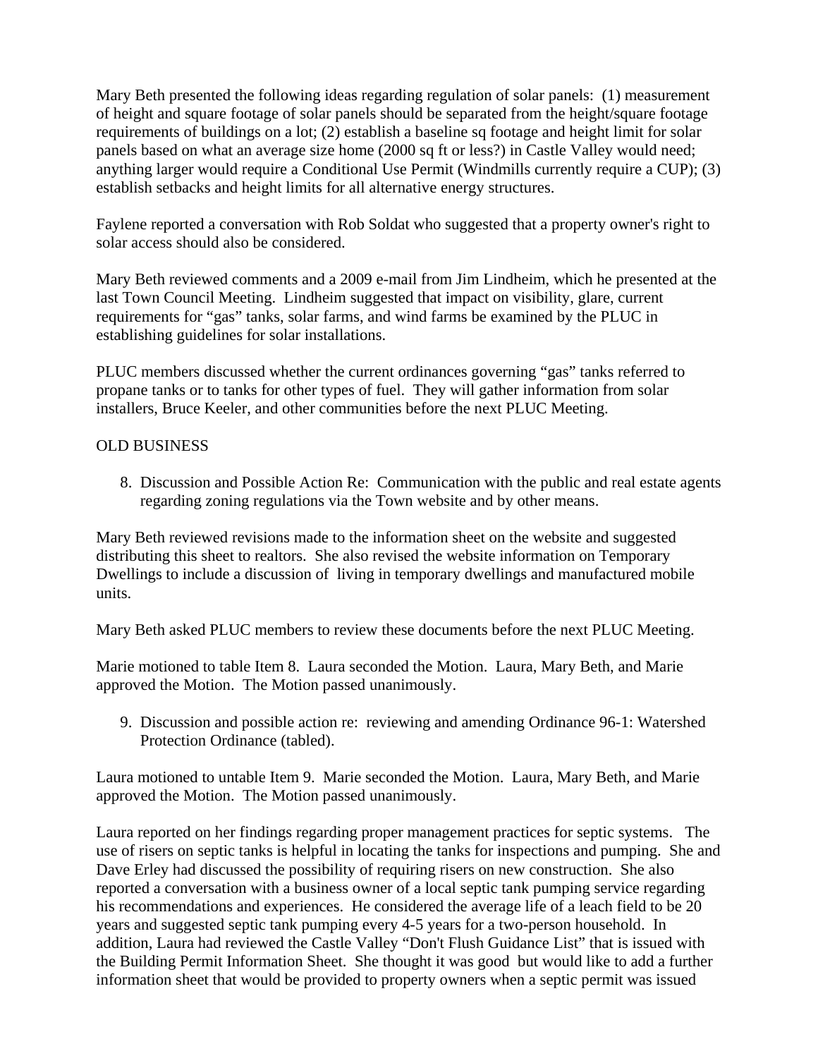Mary Beth presented the following ideas regarding regulation of solar panels: (1) measurement of height and square footage of solar panels should be separated from the height/square footage requirements of buildings on a lot; (2) establish a baseline sq footage and height limit for solar panels based on what an average size home (2000 sq ft or less?) in Castle Valley would need; anything larger would require a Conditional Use Permit (Windmills currently require a CUP); (3) establish setbacks and height limits for all alternative energy structures.

Faylene reported a conversation with Rob Soldat who suggested that a property owner's right to solar access should also be considered.

Mary Beth reviewed comments and a 2009 e-mail from Jim Lindheim, which he presented at the last Town Council Meeting. Lindheim suggested that impact on visibility, glare, current requirements for "gas" tanks, solar farms, and wind farms be examined by the PLUC in establishing guidelines for solar installations.

PLUC members discussed whether the current ordinances governing "gas" tanks referred to propane tanks or to tanks for other types of fuel. They will gather information from solar installers, Bruce Keeler, and other communities before the next PLUC Meeting.

OLD BUSINESS

8. Discussion and Possible Action Re: Communication with the public and real estate agents regarding zoning regulations via the Town website and by other means.

Mary Beth reviewed revisions made to the information sheet on the website and suggested distributing this sheet to realtors. She also revised the website information on Temporary Dwellings to include a discussion of living in temporary dwellings and manufactured mobile units.

Mary Beth asked PLUC members to review these documents before the next PLUC Meeting.

Marie motioned to table Item 8. Laura seconded the Motion. Laura, Mary Beth, and Marie approved the Motion. The Motion passed unanimously.

9. Discussion and possible action re: reviewing and amending Ordinance 96-1: Watershed Protection Ordinance (tabled).

Laura motioned to untable Item 9. Marie seconded the Motion. Laura, Mary Beth, and Marie approved the Motion. The Motion passed unanimously.

Laura reported on her findings regarding proper management practices for septic systems. The use of risers on septic tanks is helpful in locating the tanks for inspections and pumping. She and Dave Erley had discussed the possibility of requiring risers on new construction. She also reported a conversation with a business owner of a local septic tank pumping service regarding his recommendations and experiences. He considered the average life of a leach field to be 20 years and suggested septic tank pumping every 4-5 years for a two-person household. In addition, Laura had reviewed the Castle Valley "Don't Flush Guidance List" that is issued with the Building Permit Information Sheet. She thought it was good but would like to add a further information sheet that would be provided to property owners when a septic permit was issued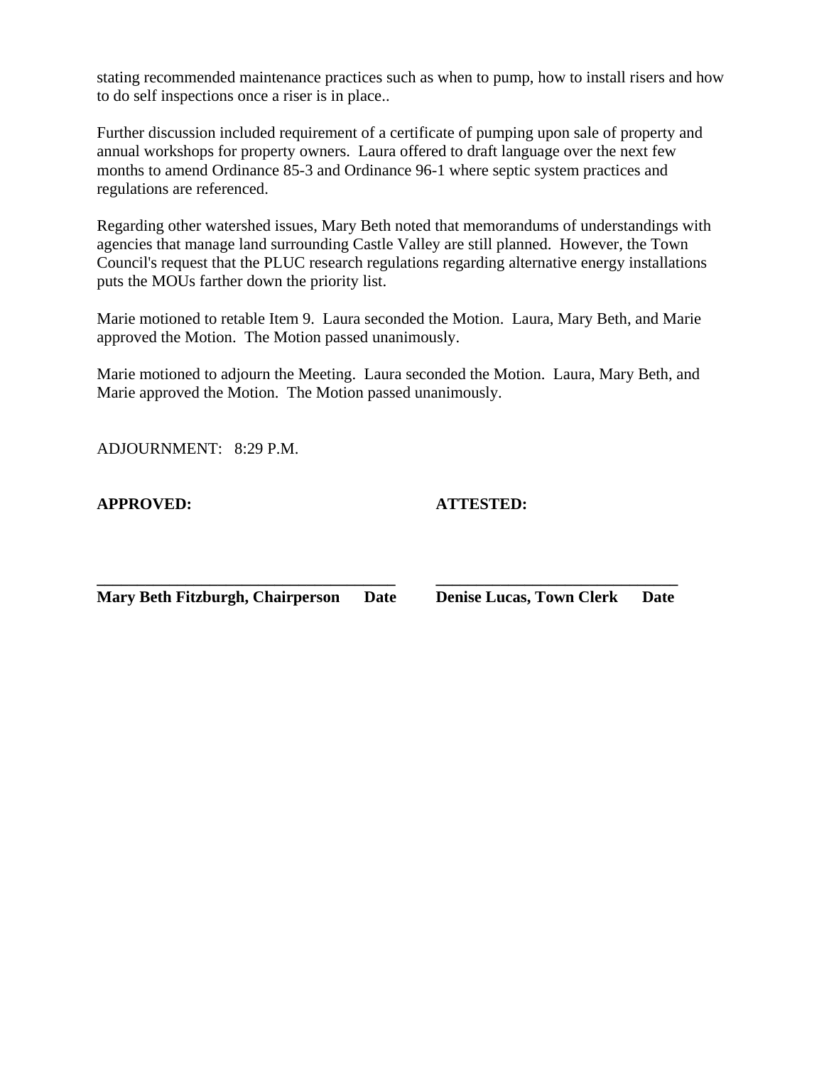stating recommended maintenance practices such as when to pump, how to install risers and how to do self inspections once a riser is in place..

Further discussion included requirement of a certificate of pumping upon sale of property and annual workshops for property owners. Laura offered to draft language over the next few months to amend Ordinance 85-3 and Ordinance 96-1 where septic system practices and regulations are referenced.

Regarding other watershed issues, Mary Beth noted that memorandums of understandings with agencies that manage land surrounding Castle Valley are still planned. However, the Town Council's request that the PLUC research regulations regarding alternative energy installations puts the MOUs farther down the priority list.

Marie motioned to retable Item 9. Laura seconded the Motion. Laura, Mary Beth, and Marie approved the Motion. The Motion passed unanimously.

Marie motioned to adjourn the Meeting. Laura seconded the Motion. Laura, Mary Beth, and Marie approved the Motion. The Motion passed unanimously.

ADJOURNMENT: 8:29 P.M.

| **APPROVED:** | **ATTESTED:** |
|---|---|
| ______________________________________ | ______________________________ |
| **Mary Beth Fitzburgh, Chairperson Date** | **Denise Lucas, Town Clerk Date** |